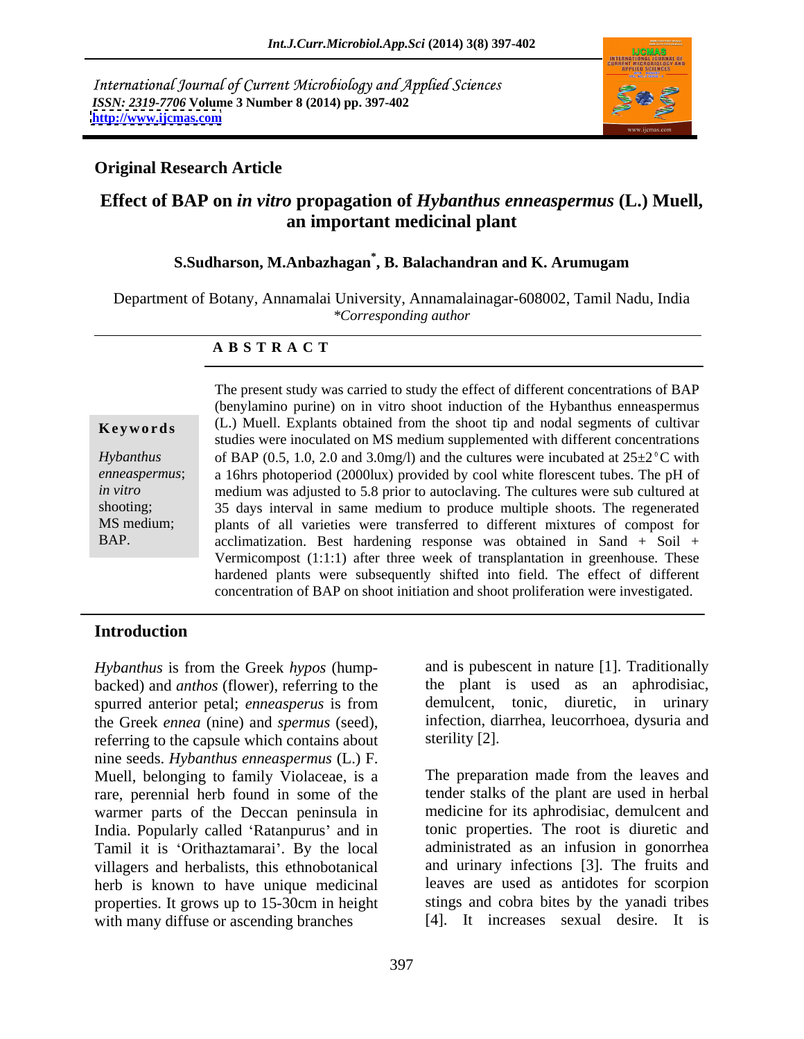*International Journal of Current Microbiology and Applied Sciences*
*ISSN: 2319-7706* **Volume 3 Number 8 (2014) pp. 397-402**
**http://www.ijcmas.com**

**Original Research Article**

# Effect of BAP on *in vitro* propagation of *Hybanthus enneaspermus* (L.) Muell, an important medicinal plant

**S.Sudharson, M.Anbazhagan*, B. Balachandran and K. Arumugam**

Department of Botany, Annamalai University, Annamalainagar-608002, Tamil Nadu, India
*\*Corresponding author*

## A B S T R A C T

**Keywords**

*Hybanthus enneaspermus*; *in vitro* shooting; MS medium; BAP.

The present study was carried to study the effect of different concentrations of BAP (benylamino purine) on in vitro shoot induction of the Hybanthus enneaspermus (L.) Muell. Explants obtained from the shoot tip and nodal segments of cultivar studies were inoculated on MS medium supplemented with different concentrations of BAP (0.5, 1.0, 2.0 and 3.0mg/l) and the cultures were incubated at 25±2°C with a 16hrs photoperiod (2000lux) provided by cool white florescent tubes. The pH of medium was adjusted to 5.8 prior to autoclaving. The cultures were sub cultured at 35 days interval in same medium to produce multiple shoots. The regenerated plants of all varieties were transferred to different mixtures of compost for acclimatization. Best hardening response was obtained in Sand + Soil + Vermicompost (1:1:1) after three week of transplantation in greenhouse. These hardened plants were subsequently shifted into field. The effect of different concentration of BAP on shoot initiation and shoot proliferation were investigated.

## Introduction

*Hybanthus* is from the Greek *hypos* (hump-backed) and *anthos* (flower), referring to the spurred anterior petal; *enneasperus* is from the Greek *ennea* (nine) and *spermus* (seed), referring to the capsule which contains about nine seeds. *Hybanthus enneaspermus* (L.) F. Muell, belonging to family Violaceae, is a rare, perennial herb found in some of the warmer parts of the Deccan peninsula in India. Popularly called 'Ratanpurus' and in Tamil it is 'Orithaztamarai'. By the local villagers and herbalists, this ethnobotanical herb is known to have unique medicinal properties. It grows up to 15-30cm in height with many diffuse or ascending branches and is pubescent in nature [1]. Traditionally the plant is used as an aphrodisiac, demulcent, tonic, diuretic, in urinary infection, diarrhea, leucorrhoea, dysuria and sterility [2].

The preparation made from the leaves and tender stalks of the plant are used in herbal medicine for its aphrodisiac, demulcent and tonic properties. The root is diuretic and administrated as an infusion in gonorrhea and urinary infections [3]. The fruits and leaves are used as antidotes for scorpion stings and cobra bites by the yanadi tribes [4]. It increases sexual desire. It is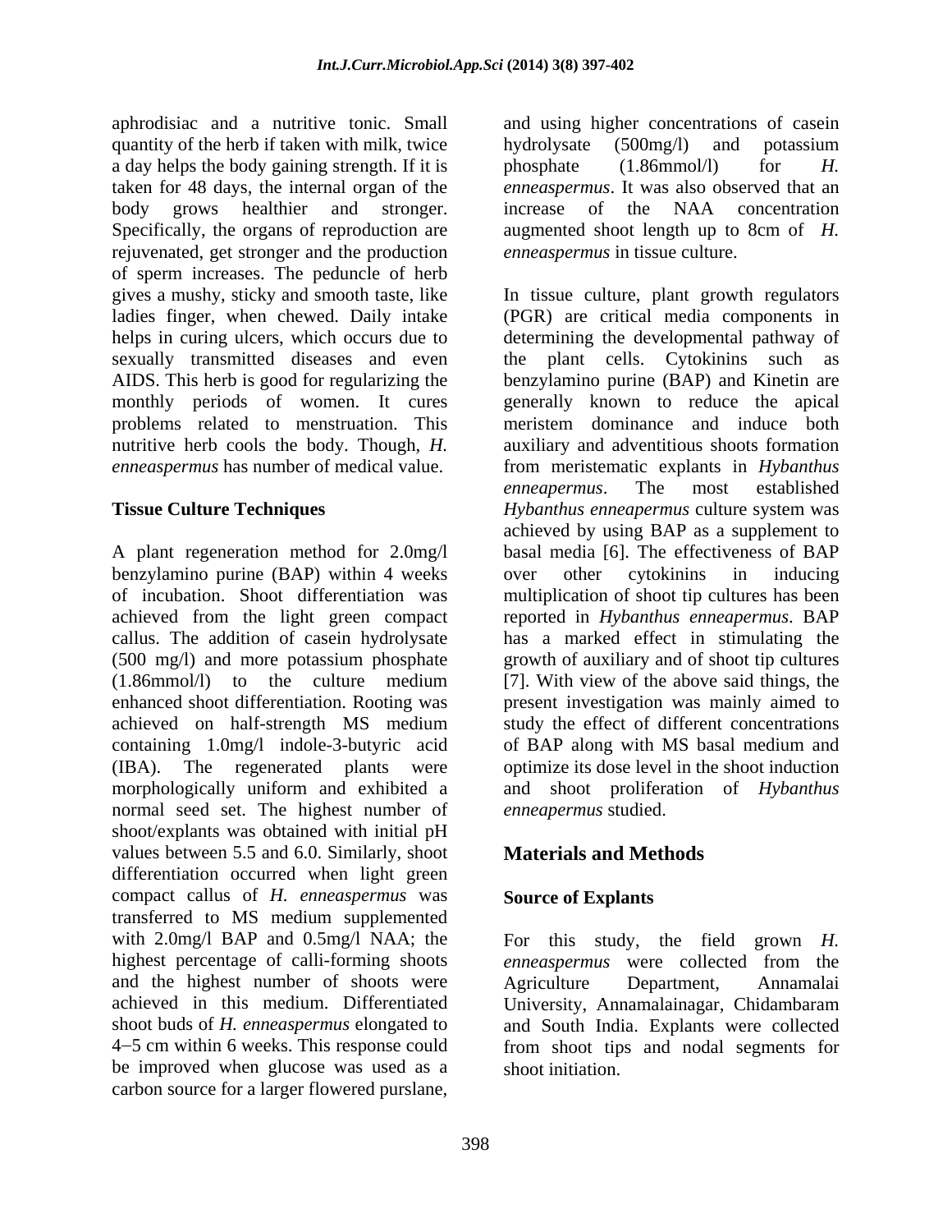aphrodisiac and a nutritive tonic. Small quantity of the herb if taken with milk, twice a day helps the body gaining strength. If it is taken for 48 days, the internal organ of the body grows healthier and stronger. Specifically, the organs of reproduction are rejuvenated, get stronger and the production of sperm increases. The peduncle of herb gives a mushy, sticky and smooth taste, like ladies finger, when chewed. Daily intake helps in curing ulcers, which occurs due to sexually transmitted diseases and even AIDS. This herb is good for regularizing the monthly periods of women. It cures problems related to menstruation. This nutritive herb cools the body. Though, *H. enneaspermus* has number of medical value.

## Tissue Culture Techniques

A plant regeneration method for 2.0mg/l benzylamino purine (BAP) within 4 weeks of incubation. Shoot differentiation was achieved from the light green compact callus. The addition of casein hydrolysate (500 mg/l) and more potassium phosphate (1.86mmol/l) to the culture medium enhanced shoot differentiation. Rooting was achieved on half-strength MS medium containing 1.0mg/l indole-3-butyric acid (IBA). The regenerated plants were morphologically uniform and exhibited a normal seed set. The highest number of shoot/explants was obtained with initial pH values between 5.5 and 6.0. Similarly, shoot differentiation occurred when light green compact callus of *H. enneaspermus* was transferred to MS medium supplemented with 2.0mg/l BAP and 0.5mg/l NAA; the highest percentage of calli-forming shoots and the highest number of shoots were achieved in this medium. Differentiated shoot buds of *H. enneaspermus* elongated to 4–5 cm within 6 weeks. This response could be improved when glucose was used as a carbon source for a larger flowered purslane, and using higher concentrations of casein hydrolysate (500mg/l) and potassium phosphate (1.86mmol/l) for *H. enneaspermus*. It was also observed that an increase of the NAA concentration augmented shoot length up to 8cm of *H. enneaspermus* in tissue culture.

In tissue culture, plant growth regulators (PGR) are critical media components in determining the developmental pathway of the plant cells. Cytokinins such as benzylamino purine (BAP) and Kinetin are generally known to reduce the apical meristem dominance and induce both auxiliary and adventitious shoots formation from meristematic explants in *Hybanthus enneapermus*. The most established *Hybanthus enneapermus* culture system was achieved by using BAP as a supplement to basal media [6]. The effectiveness of BAP over other cytokinins in inducing multiplication of shoot tip cultures has been reported in *Hybanthus enneapermus*. BAP has a marked effect in stimulating the growth of auxiliary and of shoot tip cultures [7]. With view of the above said things, the present investigation was mainly aimed to study the effect of different concentrations of BAP along with MS basal medium and optimize its dose level in the shoot induction and shoot proliferation of *Hybanthus enneapermus* studied.

## Materials and Methods

### Source of Explants

For this study, the field grown *H. enneaspermus* were collected from the Agriculture Department, Annamalai University, Annamalainagar, Chidambaram and South India. Explants were collected from shoot tips and nodal segments for shoot initiation.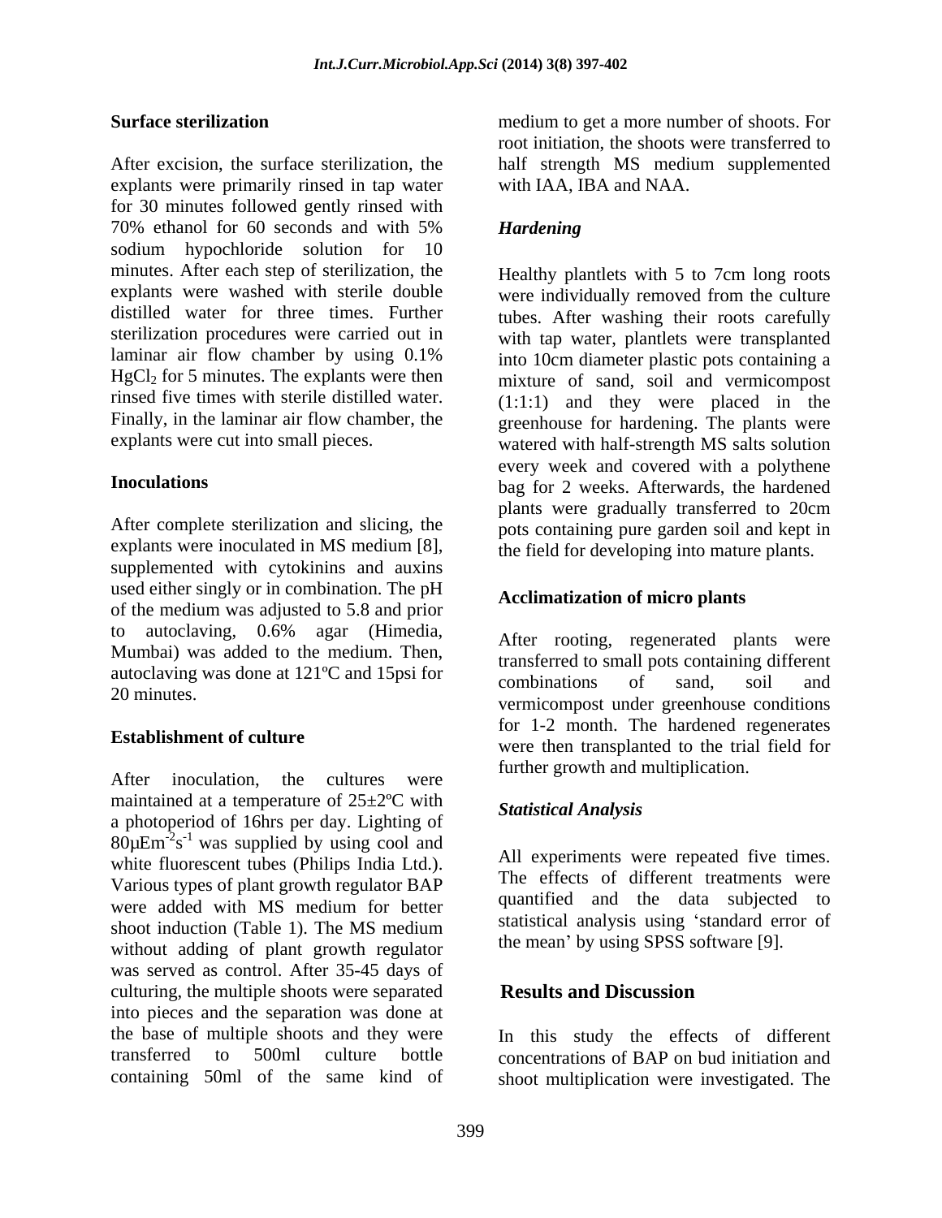### Surface sterilization

After excision, the surface sterilization, the explants were primarily rinsed in tap water for 30 minutes followed gently rinsed with 70% ethanol for 60 seconds and with 5% sodium hypochloride solution for 10 minutes. After each step of sterilization, the explants were washed with sterile double distilled water for three times. Further sterilization procedures were carried out in laminar air flow chamber by using 0.1% $HgCl_2$ for 5 minutes. The explants were then rinsed five times with sterile distilled water. Finally, in the laminar air flow chamber, the explants were cut into small pieces.

### Inoculations

After complete sterilization and slicing, the explants were inoculated in MS medium [8], supplemented with cytokinins and auxins used either singly or in combination. The pH of the medium was adjusted to 5.8 and prior to autoclaving, 0.6% agar (Himedia, Mumbai) was added to the medium. Then, autoclaving was done at 121ºC and 15psi for 20 minutes.

### Establishment of culture

After inoculation, the cultures were maintained at a temperature of 25±2ºC with a photoperiod of 16hrs per day. Lighting of $80\mu Em^{-2}s^{-1}$ was supplied by using cool and white fluorescent tubes (Philips India Ltd.). Various types of plant growth regulator BAP were added with MS medium for better shoot induction (Table 1). The MS medium without adding of plant growth regulator was served as control. After 35-45 days of culturing, the multiple shoots were separated into pieces and the separation was done at the base of multiple shoots and they were transferred to 500ml culture bottle containing 50ml of the same kind of medium to get a more number of shoots. For root initiation, the shoots were transferred to half strength MS medium supplemented with IAA, IBA and NAA.

### *Hardening*

Healthy plantlets with 5 to 7cm long roots were individually removed from the culture tubes. After washing their roots carefully with tap water, plantlets were transplanted into 10cm diameter plastic pots containing a mixture of sand, soil and vermicompost (1:1:1) and they were placed in the greenhouse for hardening. The plants were watered with half-strength MS salts solution every week and covered with a polythene bag for 2 weeks. Afterwards, the hardened plants were gradually transferred to 20cm pots containing pure garden soil and kept in the field for developing into mature plants.

### Acclimatization of micro plants

After rooting, regenerated plants were transferred to small pots containing different combinations of sand, soil and vermicompost under greenhouse conditions for 1-2 month. The hardened regenerates were then transplanted to the trial field for further growth and multiplication.

### *Statistical Analysis*

All experiments were repeated five times. The effects of different treatments were quantified and the data subjected to statistical analysis using 'standard error of the mean' by using SPSS software [9].

## Results and Discussion

In this study the effects of different concentrations of BAP on bud initiation and shoot multiplication were investigated. The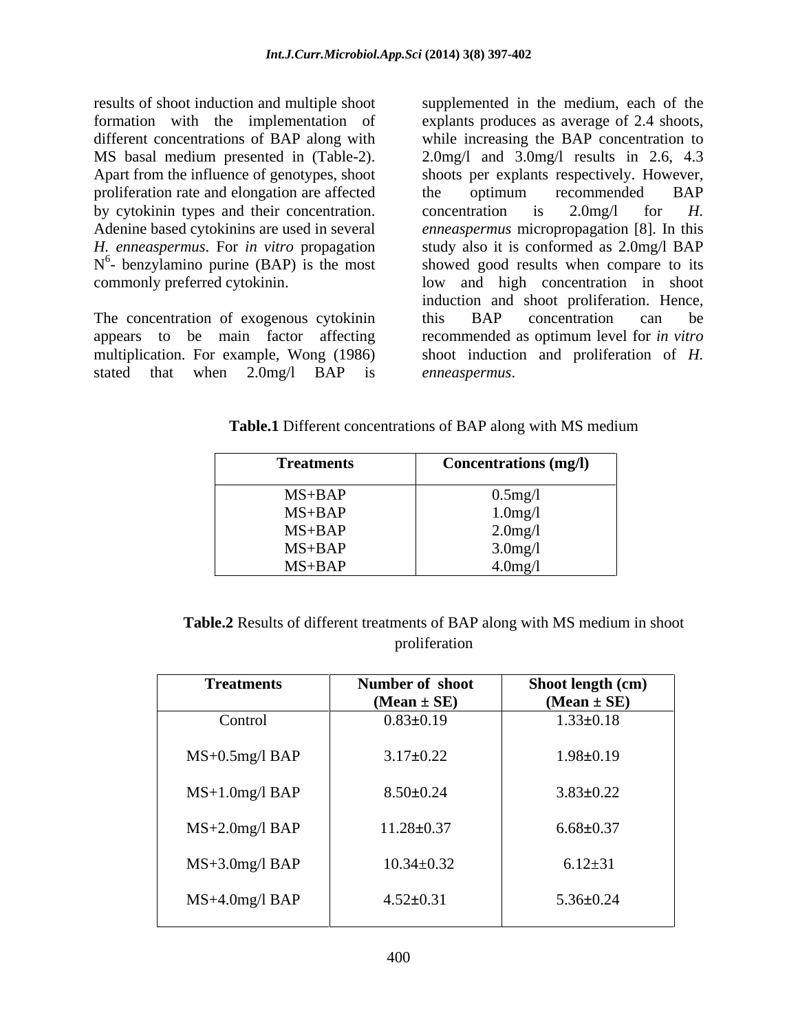results of shoot induction and multiple shoot formation with the implementation of different concentrations of BAP along with MS basal medium presented in (Table-2). Apart from the influence of genotypes, shoot proliferation rate and elongation are affected by cytokinin types and their concentration. Adenine based cytokinins are used in several *H. enneaspermus*. For *in vitro* propagation $N^6$- benzylamino purine (BAP) is the most commonly preferred cytokinin.

The concentration of exogenous cytokinin appears to be main factor affecting multiplication. For example, Wong (1986) stated that when 2.0mg/l BAP is supplemented in the medium, each of the explants produces as average of 2.4 shoots, while increasing the BAP concentration to 2.0mg/l and 3.0mg/l results in 2.6, 4.3 shoots per explants respectively. However, the optimum recommended BAP concentration is 2.0mg/l for *H. enneaspermus* micropropagation [8]. In this study also it is conformed as 2.0mg/l BAP showed good results when compare to its low and high concentration in shoot induction and shoot proliferation. Hence, this BAP concentration can be recommended as optimum level for *in vitro* shoot induction and proliferation of *H. enneaspermus*.

**Table.1** Different concentrations of BAP along with MS medium

| Treatments | Concentrations (mg/l) |
|---|---|
| MS+BAP | 0.5mg/l |
| MS+BAP | 1.0mg/l |
| MS+BAP | 2.0mg/l |
| MS+BAP | 3.0mg/l |
| MS+BAP | 4.0mg/l |

**Table.2** Results of different treatments of BAP along with MS medium in shoot proliferation

| Treatments | Number of shoot (Mean ± SE) | Shoot length (cm) (Mean ± SE) |
|---|---|---|
| Control | 0.83±0.19 | 1.33±0.18 |
| MS+0.5mg/l BAP | 3.17±0.22 | 1.98±0.19 |
| MS+1.0mg/l BAP | 8.50±0.24 | 3.83±0.22 |
| MS+2.0mg/l BAP | 11.28±0.37 | 6.68±0.37 |
| MS+3.0mg/l BAP | 10.34±0.32 | 6.12±31 |
| MS+4.0mg/l BAP | 4.52±0.31 | 5.36±0.24 |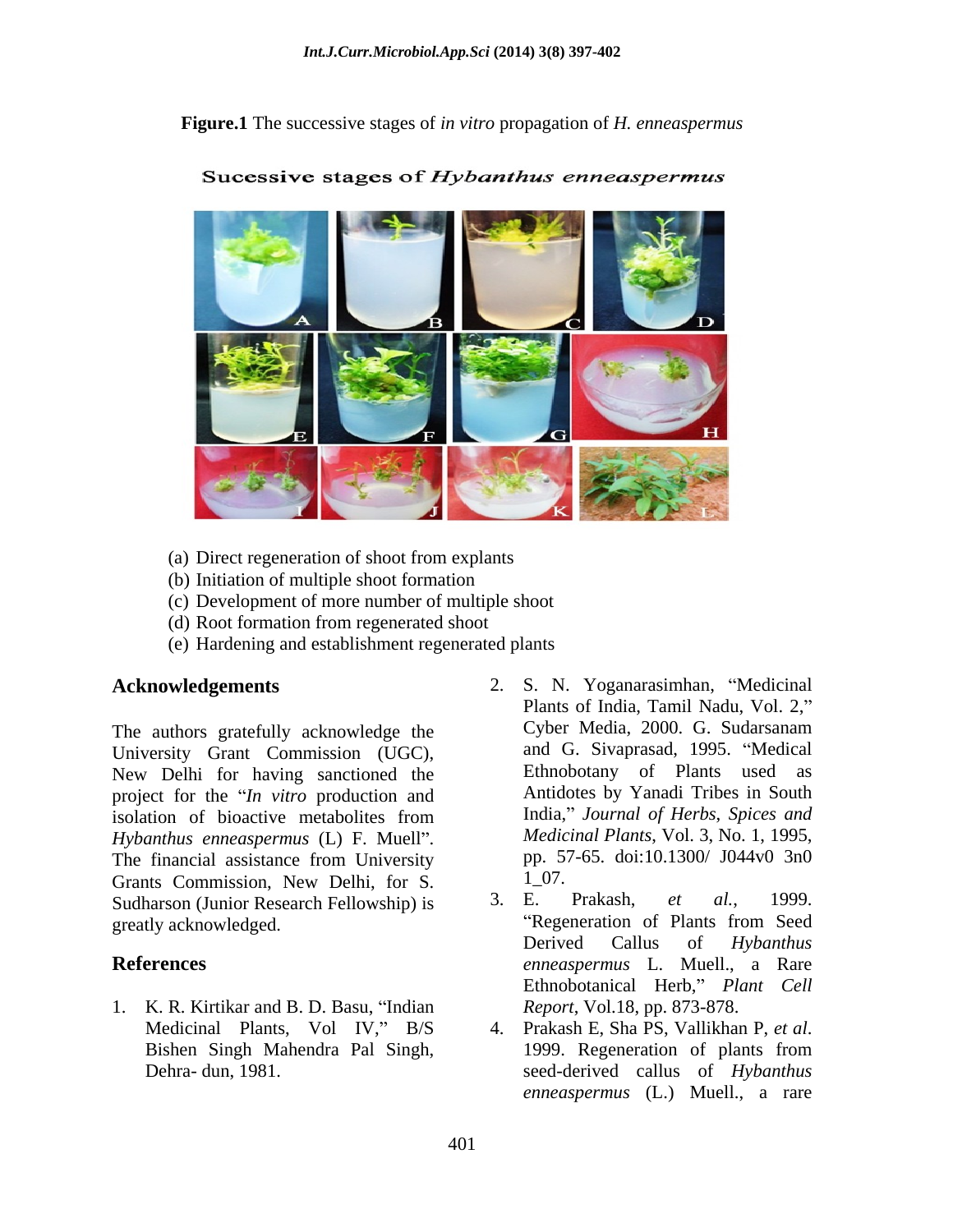**Figure.1** The successive stages of *in vitro* propagation of *H. enneaspermus*

(a) Direct regeneration of shoot from explants
(b) Initiation of multiple shoot formation
(c) Development of more number of multiple shoot
(d) Root formation from regenerated shoot
(e) Hardening and establishment regenerated plants

## Acknowledgements

The authors gratefully acknowledge the University Grant Commission (UGC), New Delhi for having sanctioned the project for the "*In vitro* production and isolation of bioactive metabolites from *Hybanthus enneaspermus* (L) F. Muell". The financial assistance from University Grants Commission, New Delhi, for S. Sudharson (Junior Research Fellowship) is greatly acknowledged.

## References

1. K. R. Kirtikar and B. D. Basu, "Indian Medicinal Plants, Vol IV," B/S Bishen Singh Mahendra Pal Singh, Dehra- dun, 1981.
2. S. N. Yoganarasimhan, "Medicinal Plants of India, Tamil Nadu, Vol. 2," Cyber Media, 2000. G. Sudarsanam and G. Sivaprasad, 1995. "Medical Ethnobotany of Plants used as Antidotes by Yanadi Tribes in South India," *Journal of Herbs*, *Spices and Medicinal Plants*, Vol. 3, No. 1, 1995, pp. 57-65. doi:10.1300/ J044v0 3n0 1_07.
3. E. Prakash, *et al.,* 1999. "Regeneration of Plants from Seed Derived Callus of *Hybanthus enneaspermus* L. Muell., a Rare Ethnobotanical Herb," *Plant Cell Report*, Vol.18, pp. 873-878.
4. Prakash E, Sha PS, Vallikhan P, *et al*. 1999. Regeneration of plants from seed-derived callus of *Hybanthus enneaspermus* (L.) Muell., a rare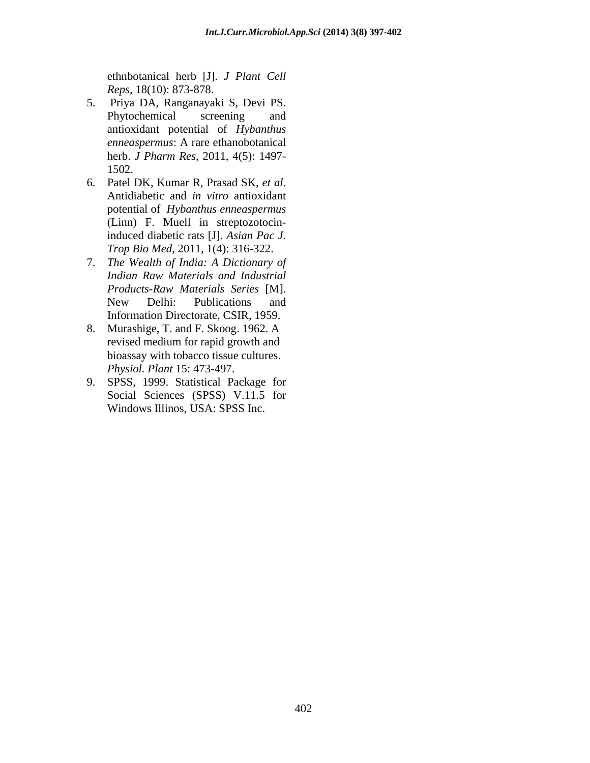ethnbotanical herb [J]. *J Plant Cell Reps*, 18(10): 873-878.

5. Priya DA, Ranganayaki S, Devi PS. Phytochemical screening and antioxidant potential of *Hybanthus enneaspermus*: A rare ethanobotanical herb. *J Pharm Res*, 2011, 4(5): 1497-1502.
6. Patel DK, Kumar R, Prasad SK, *et al*. Antidiabetic and *in vitro* antioxidant potential of *Hybanthus enneaspermus* (Linn) F. Muell in streptozotocin-induced diabetic rats [J]. *Asian Pac J. Trop Bio Med*, 2011, 1(4): 316-322.
7. *The Wealth of India: A Dictionary of Indian Raw Materials and Industrial Products-Raw Materials Series* [M]. New Delhi: Publications and Information Directorate, CSIR, 1959.
8. Murashige, T. and F. Skoog. 1962. A revised medium for rapid growth and bioassay with tobacco tissue cultures. *Physiol. Plant* 15: 473-497.
9. SPSS, 1999. Statistical Package for Social Sciences (SPSS) V.11.5 for Windows Illinos, USA: SPSS Inc.